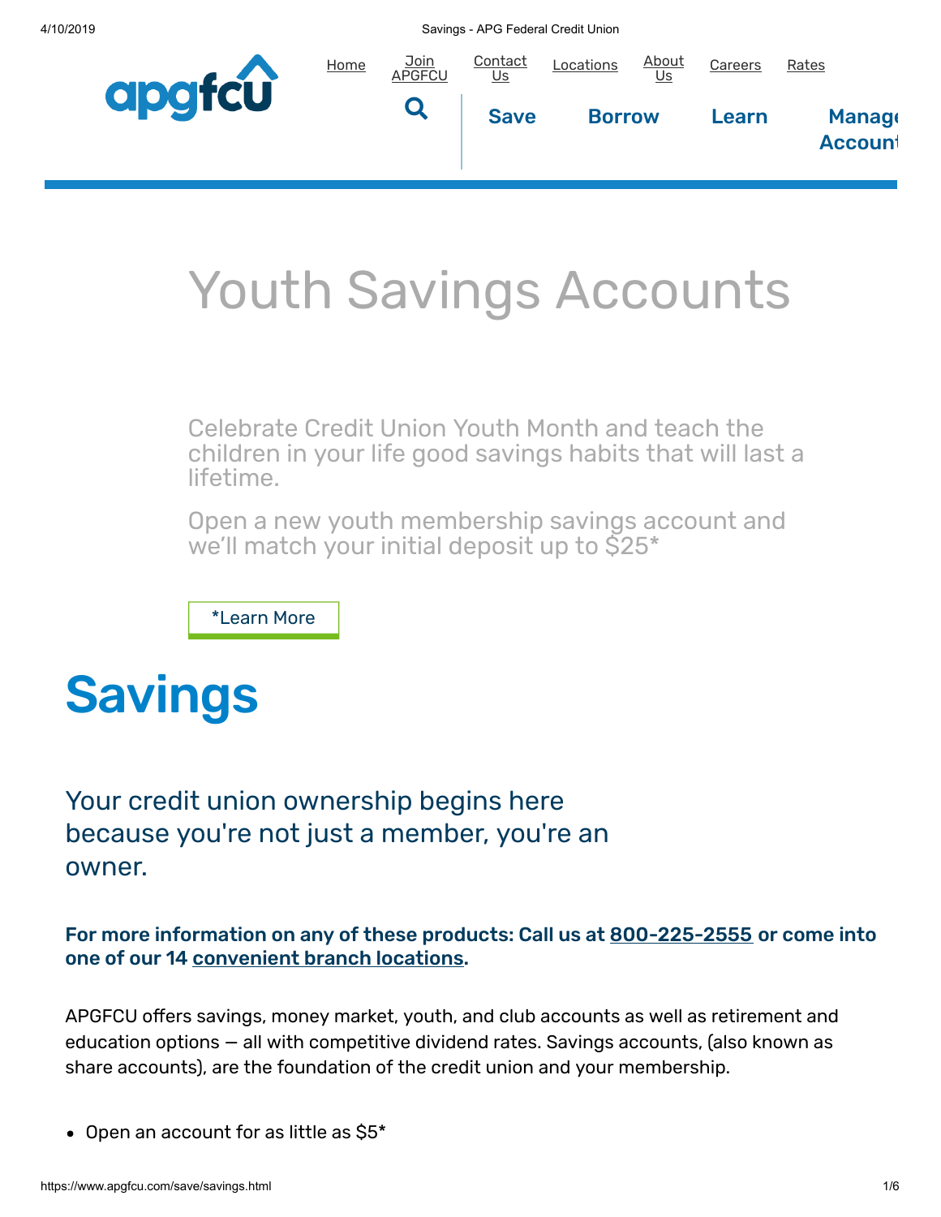Home | Join APGFCU | Contact Us | Locations | About Us | Careers | Rates

Save | Borrow | Learn | Manage Account

# Youth Savings Accounts

Celebrate Credit Union Youth Month and teach the children in your life good savings habits that will last a lifetime.

Open a new youth membership savings account and we'll match your initial deposit up to $25*

*Learn More

# Savings

## Your credit union ownership begins here because you're not just a member, you're an owner.

**For more information on any of these products: Call us at 800-225-2555 or come into one of our 14 convenient branch locations.**

APGFCU offers savings, money market, youth, and club accounts as well as retirement and education options — all with competitive dividend rates. Savings accounts, (also known as share accounts), are the foundation of the credit union and your membership.

- Open an account for as little as $5*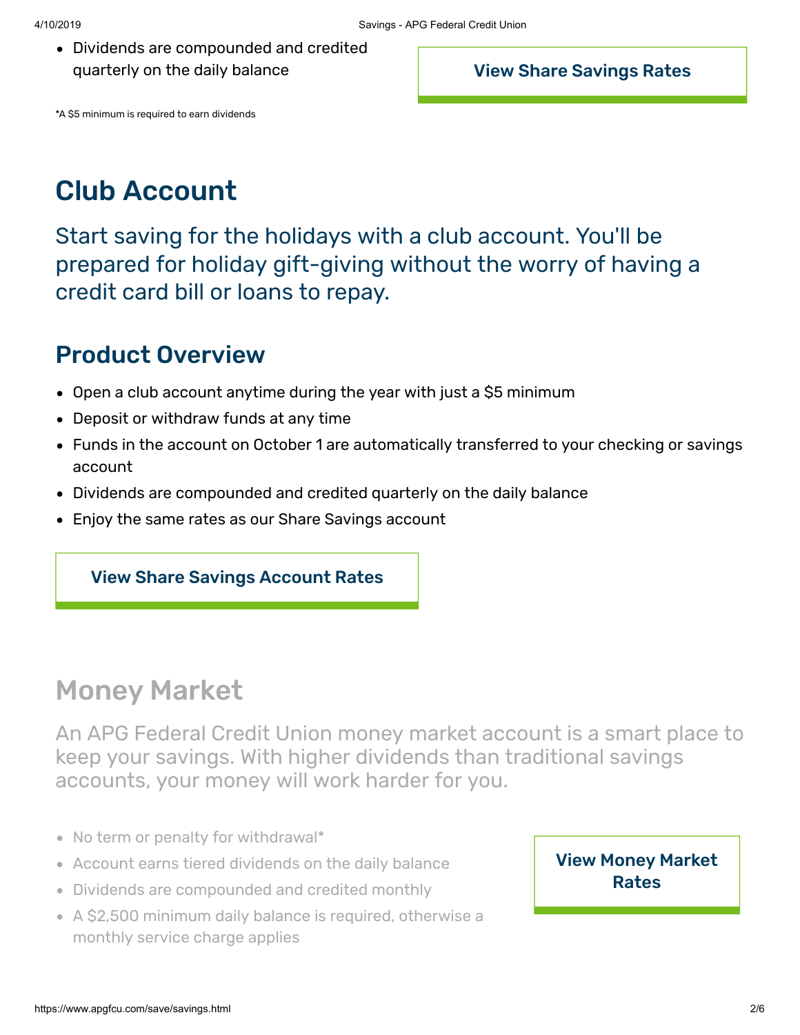- Dividends are compounded and credited quarterly on the daily balance

View Share Savings Rates

*A $5 minimum is required to earn dividends

## Club Account

Start saving for the holidays with a club account. You'll be prepared for holiday gift-giving without the worry of having a credit card bill or loans to repay.

### Product Overview

- Open a club account anytime during the year with just a $5 minimum
- Deposit or withdraw funds at any time
- Funds in the account on October 1 are automatically transferred to your checking or savings account
- Dividends are compounded and credited quarterly on the daily balance
- Enjoy the same rates as our Share Savings account

View Share Savings Account Rates

## Money Market

An APG Federal Credit Union money market account is a smart place to keep your savings. With higher dividends than traditional savings accounts, your money will work harder for you.

- No term or penalty for withdrawal*
- Account earns tiered dividends on the daily balance
- Dividends are compounded and credited monthly
- A $2,500 minimum daily balance is required, otherwise a monthly service charge applies

View Money Market Rates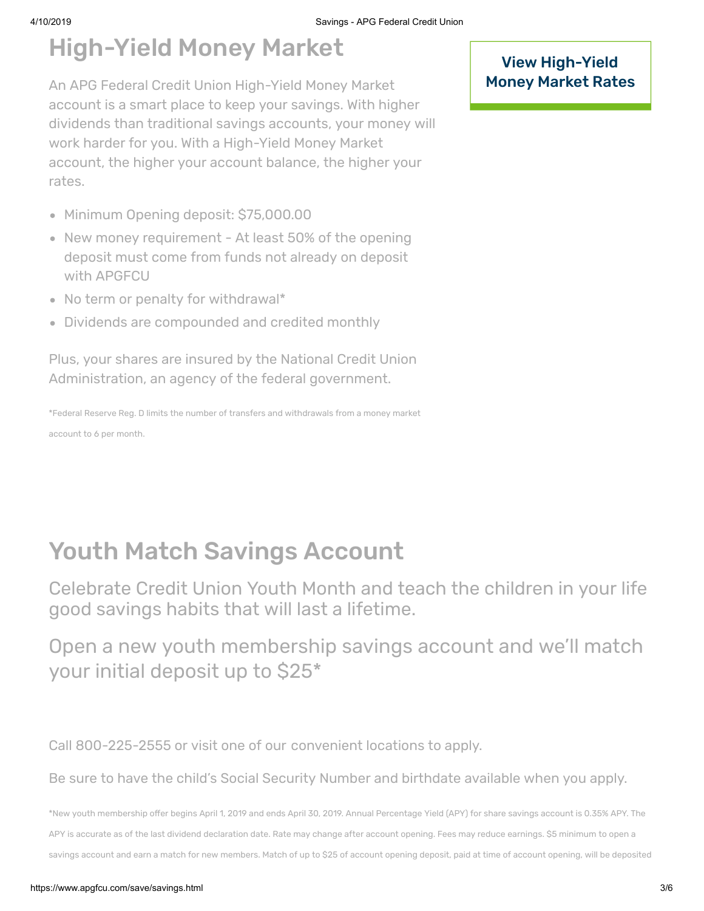# High-Yield Money Market

An APG Federal Credit Union High-Yield Money Market account is a smart place to keep your savings. With higher dividends than traditional savings accounts, your money will work harder for you. With a High-Yield Money Market account, the higher your account balance, the higher your rates.

- Minimum Opening deposit: $75,000.00
- New money requirement - At least 50% of the opening deposit must come from funds not already on deposit with APGFCU
- No term or penalty for withdrawal*
- Dividends are compounded and credited monthly

Plus, your shares are insured by the National Credit Union Administration, an agency of the federal government.

*Federal Reserve Reg. D limits the number of transfers and withdrawals from a money market account to 6 per month.

**View High-Yield Money Market Rates**

# Youth Match Savings Account

Celebrate Credit Union Youth Month and teach the children in your life good savings habits that will last a lifetime.

Open a new youth membership savings account and we'll match your initial deposit up to $25*

Call 800-225-2555 or visit one of our convenient locations to apply.

Be sure to have the child's Social Security Number and birthdate available when you apply.

*New youth membership offer begins April 1, 2019 and ends April 30, 2019. Annual Percentage Yield (APY) for share savings account is 0.35% APY. The APY is accurate as of the last dividend declaration date. Rate may change after account opening. Fees may reduce earnings. $5 minimum to open a savings account and earn a match for new members. Match of up to $25 of account opening deposit, paid at time of account opening, will be deposited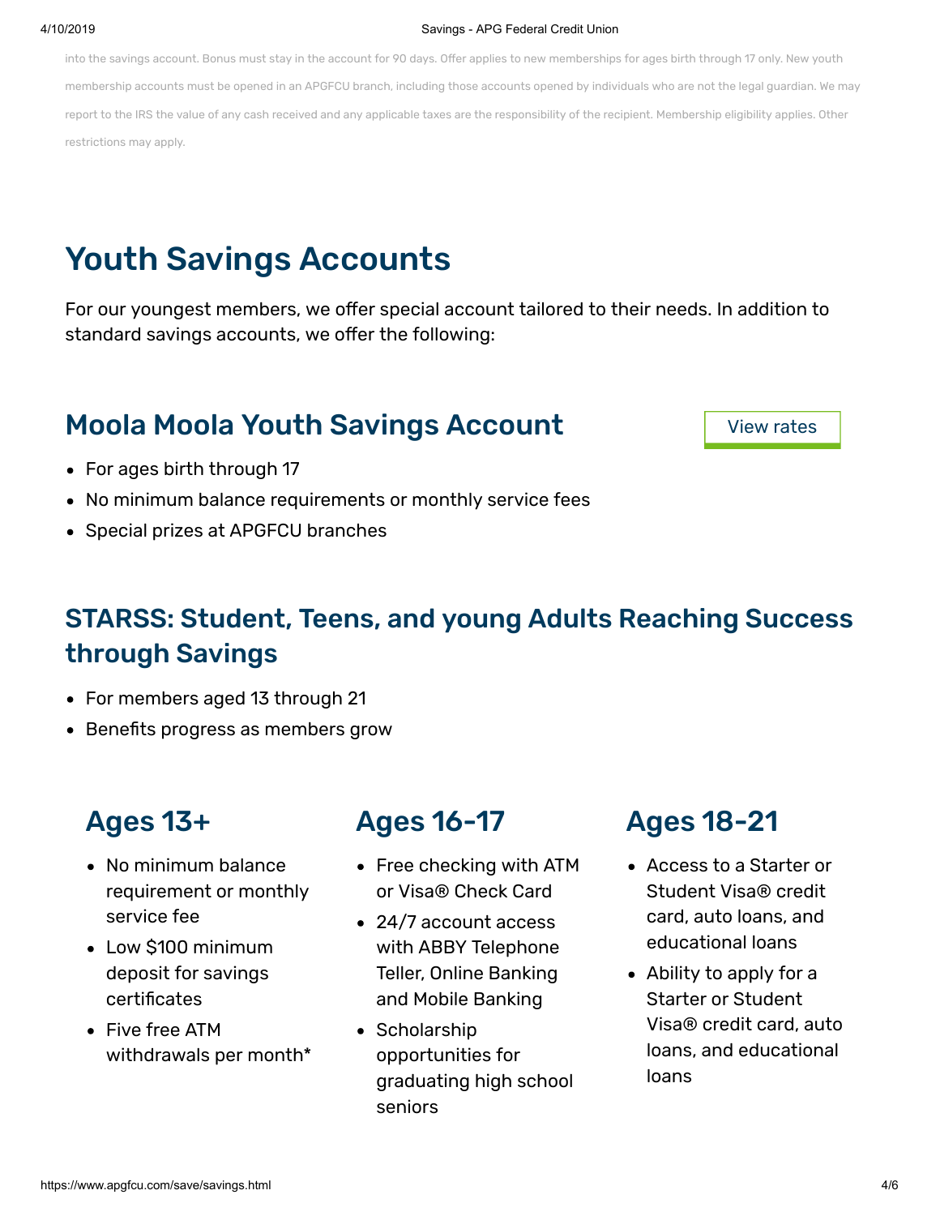into the savings account. Bonus must stay in the account for 90 days. Offer applies to new memberships for ages birth through 17 only. New youth membership accounts must be opened in an APGFCU branch, including those accounts opened by individuals who are not the legal guardian. We may report to the IRS the value of any cash received and any applicable taxes are the responsibility of the recipient. Membership eligibility applies. Other restrictions may apply.

# Youth Savings Accounts

For our youngest members, we offer special account tailored to their needs. In addition to standard savings accounts, we offer the following:

## Moola Moola Youth Savings Account

View rates

- For ages birth through 17
- No minimum balance requirements or monthly service fees
- Special prizes at APGFCU branches

## STARSS: Student, Teens, and young Adults Reaching Success through Savings

- For members aged 13 through 21
- Benefits progress as members grow

### Ages 13+

- No minimum balance requirement or monthly service fee
- Low $100 minimum deposit for savings certificates
- Five free ATM withdrawals per month*

### Ages 16-17

- Free checking with ATM or Visa® Check Card
- 24/7 account access with ABBY Telephone Teller, Online Banking and Mobile Banking
- Scholarship opportunities for graduating high school seniors

### Ages 18-21

- Access to a Starter or Student Visa® credit card, auto loans, and educational loans
- Ability to apply for a Starter or Student Visa® credit card, auto loans, and educational loans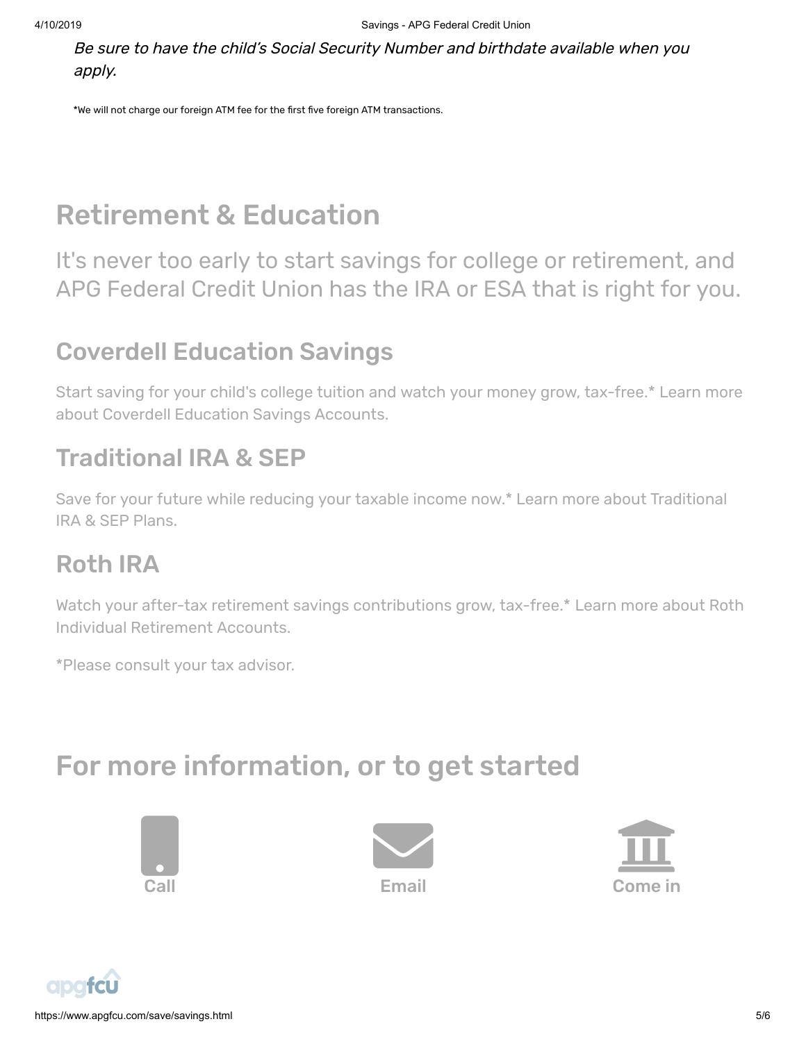*Be sure to have the child’s Social Security Number and birthdate available when you apply.*

*We will not charge our foreign ATM fee for the first five foreign ATM transactions.

# Retirement & Education

It's never too early to start savings for college or retirement, and APG Federal Credit Union has the IRA or ESA that is right for you.

## Coverdell Education Savings

Start saving for your child's college tuition and watch your money grow, tax-free.* Learn more about Coverdell Education Savings Accounts.

## Traditional IRA & SEP

Save for your future while reducing your taxable income now.* Learn more about Traditional IRA & SEP Plans.

## Roth IRA

Watch your after-tax retirement savings contributions grow, tax-free.* Learn more about Roth Individual Retirement Accounts.

*Please consult your tax advisor.

# For more information, or to get started

Call

Email

Come in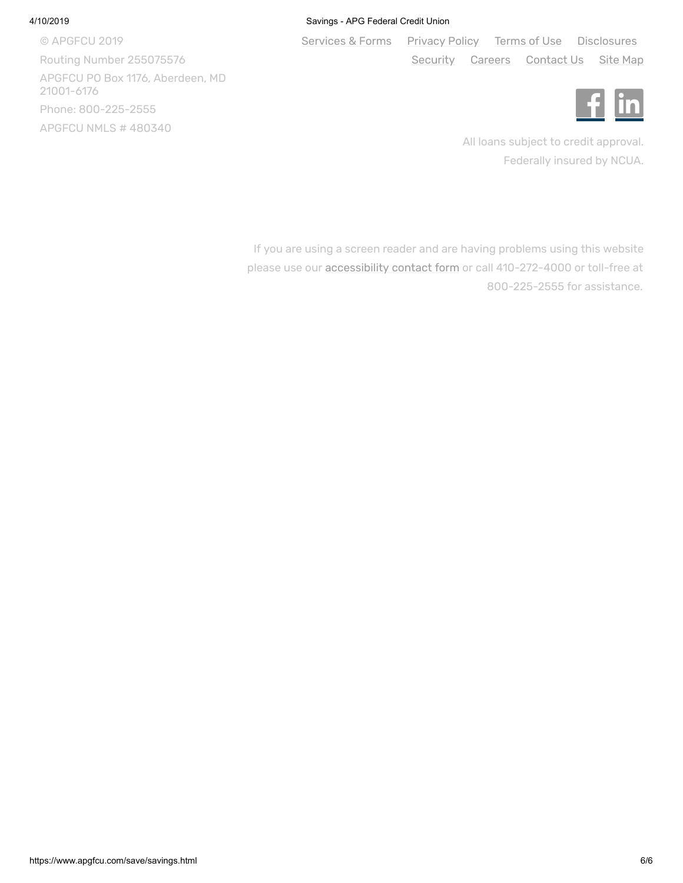© APGFCU 2019

Routing Number 255075576

APGFCU PO Box 1176, Aberdeen, MD 21001-6176

Phone: 800-225-2555

APGFCU NMLS # 480340

Services & Forms Privacy Policy Terms of Use Disclosures

Security Careers Contact Us Site Map

All loans subject to credit approval.

Federally insured by NCUA.

If you are using a screen reader and are having problems using this website please use our accessibility contact form or call 410-272-4000 or toll-free at 800-225-2555 for assistance.